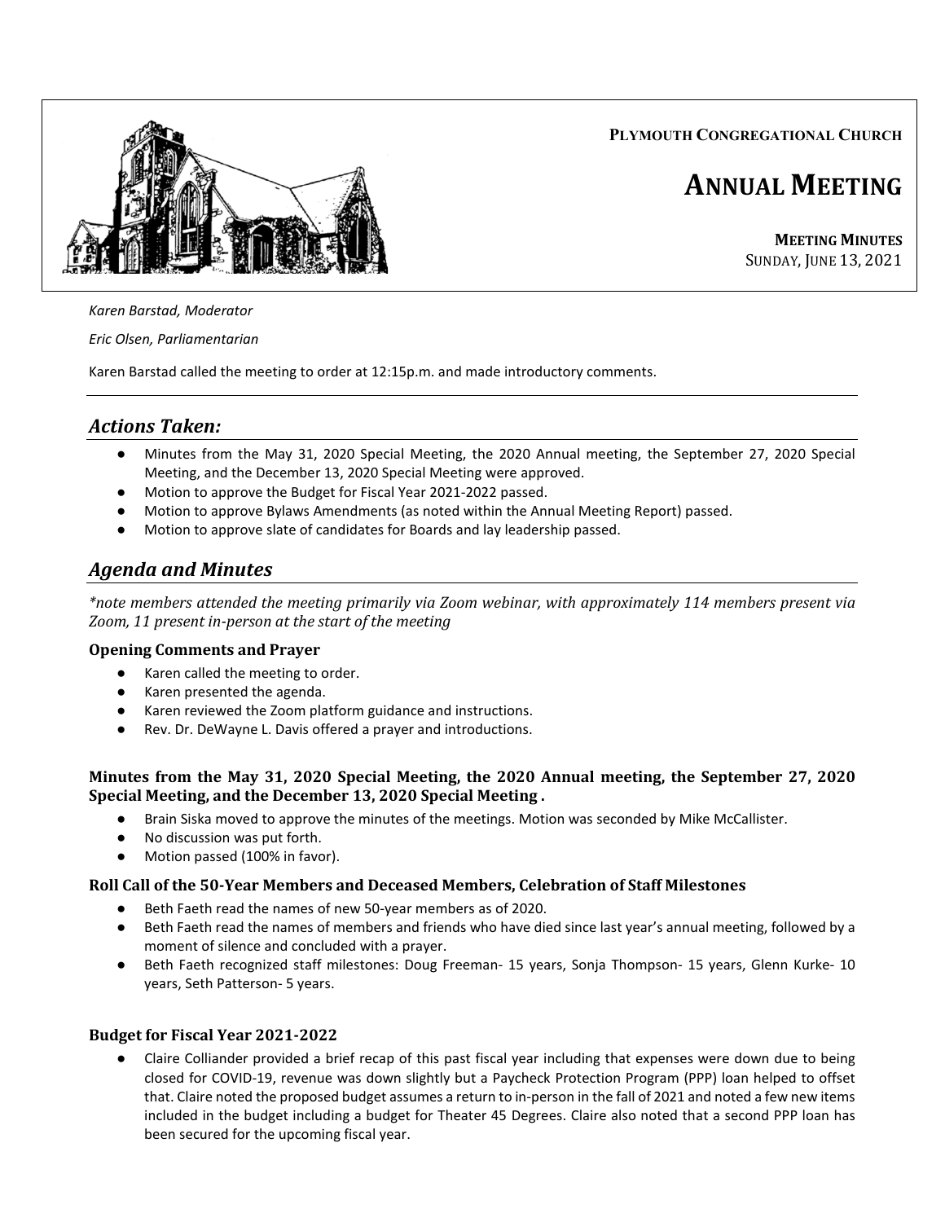**Plymouth Congregational Church**

# Annual Meeting

**Meeting Minutes**
Sunday, June 13, 2021

*Karen Barstad, Moderator*

*Eric Olsen, Parliamentarian*

Karen Barstad called the meeting to order at 12:15p.m. and made introductory comments.

---

## *Actions Taken:*

- Minutes from the May 31, 2020 Special Meeting, the 2020 Annual meeting, the September 27, 2020 Special Meeting, and the December 13, 2020 Special Meeting were approved.
- Motion to approve the Budget for Fiscal Year 2021-2022 passed.
- Motion to approve Bylaws Amendments (as noted within the Annual Meeting Report) passed.
- Motion to approve slate of candidates for Boards and lay leadership passed.

## *Agenda and Minutes*

*\*note members attended the meeting primarily via Zoom webinar, with approximately 114 members present via Zoom, 11 present in-person at the start of the meeting*

### Opening Comments and Prayer

- Karen called the meeting to order.
- Karen presented the agenda.
- Karen reviewed the Zoom platform guidance and instructions.
- Rev. Dr. DeWayne L. Davis offered a prayer and introductions.

### Minutes from the May 31, 2020 Special Meeting, the 2020 Annual meeting, the September 27, 2020 Special Meeting, and the December 13, 2020 Special Meeting .

- Brain Siska moved to approve the minutes of the meetings. Motion was seconded by Mike McCallister.
- No discussion was put forth.
- Motion passed (100% in favor).

### Roll Call of the 50-Year Members and Deceased Members, Celebration of Staff Milestones

- Beth Faeth read the names of new 50-year members as of 2020.
- Beth Faeth read the names of members and friends who have died since last year's annual meeting, followed by a moment of silence and concluded with a prayer.
- Beth Faeth recognized staff milestones: Doug Freeman- 15 years, Sonja Thompson- 15 years, Glenn Kurke- 10 years, Seth Patterson- 5 years.

### Budget for Fiscal Year 2021-2022

- Claire Colliander provided a brief recap of this past fiscal year including that expenses were down due to being closed for COVID-19, revenue was down slightly but a Paycheck Protection Program (PPP) loan helped to offset that. Claire noted the proposed budget assumes a return to in-person in the fall of 2021 and noted a few new items included in the budget including a budget for Theater 45 Degrees. Claire also noted that a second PPP loan has been secured for the upcoming fiscal year.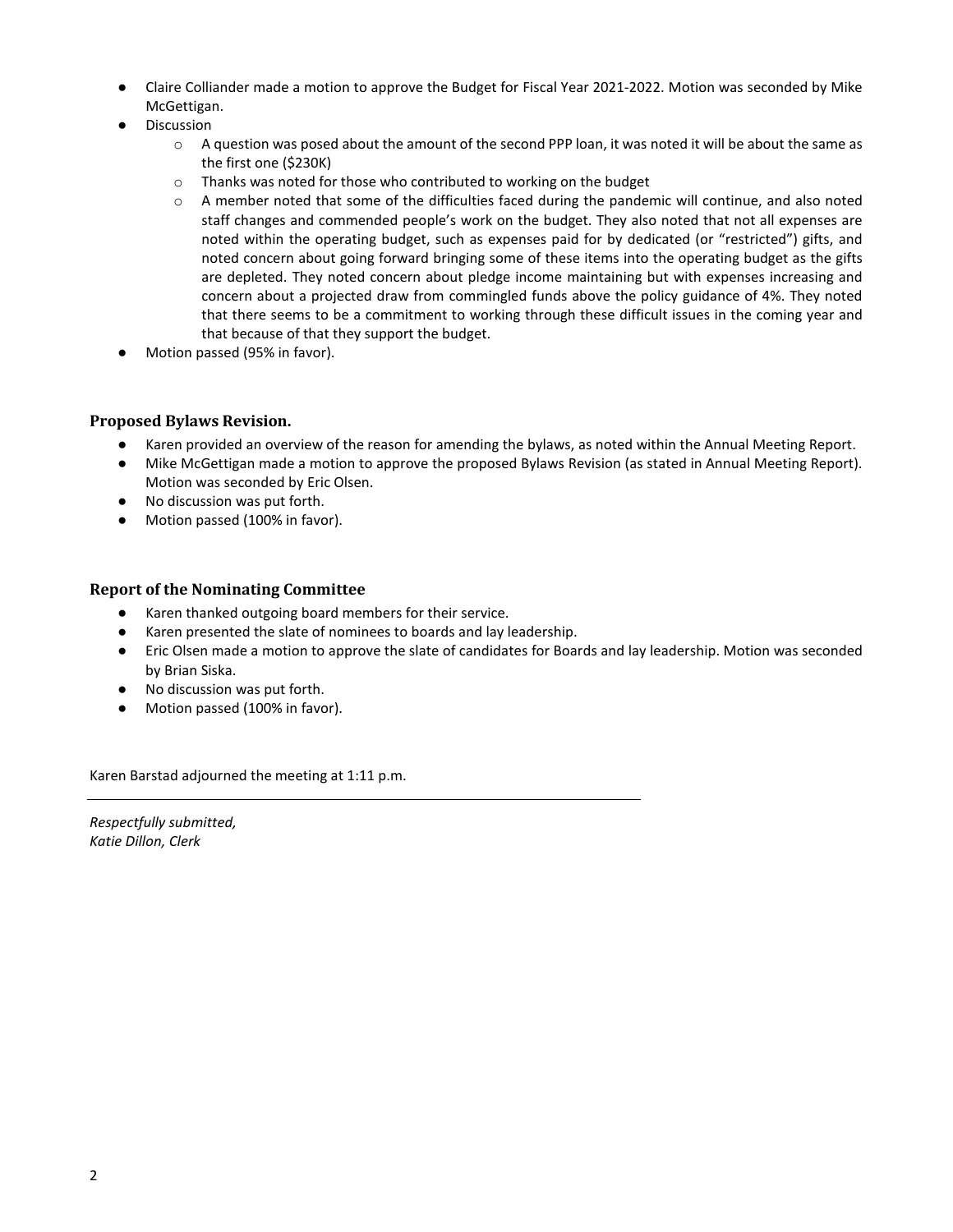- Claire Colliander made a motion to approve the Budget for Fiscal Year 2021-2022. Motion was seconded by Mike McGettigan.
- Discussion
  - A question was posed about the amount of the second PPP loan, it was noted it will be about the same as the first one ($230K)
  - Thanks was noted for those who contributed to working on the budget
  - A member noted that some of the difficulties faced during the pandemic will continue, and also noted staff changes and commended people's work on the budget. They also noted that not all expenses are noted within the operating budget, such as expenses paid for by dedicated (or "restricted") gifts, and noted concern about going forward bringing some of these items into the operating budget as the gifts are depleted. They noted concern about pledge income maintaining but with expenses increasing and concern about a projected draw from commingled funds above the policy guidance of 4%. They noted that there seems to be a commitment to working through these difficult issues in the coming year and that because of that they support the budget.
- Motion passed (95% in favor).

### Proposed Bylaws Revision.

- Karen provided an overview of the reason for amending the bylaws, as noted within the Annual Meeting Report.
- Mike McGettigan made a motion to approve the proposed Bylaws Revision (as stated in Annual Meeting Report). Motion was seconded by Eric Olsen.
- No discussion was put forth.
- Motion passed (100% in favor).

### Report of the Nominating Committee

- Karen thanked outgoing board members for their service.
- Karen presented the slate of nominees to boards and lay leadership.
- Eric Olsen made a motion to approve the slate of candidates for Boards and lay leadership. Motion was seconded by Brian Siska.
- No discussion was put forth.
- Motion passed (100% in favor).

Karen Barstad adjourned the meeting at 1:11 p.m.

---

*Respectfully submitted,*
*Katie Dillon, Clerk*